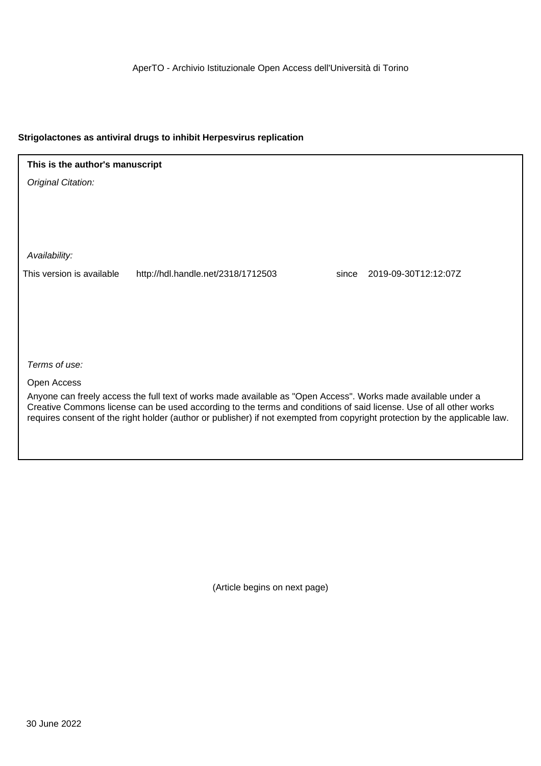AperTO - Archivio Istituzionale Open Access dell'Università di Torino

**Strigolactones as antiviral drugs to inhibit Herpesvirus replication**

**This is the author's manuscript**

*Original Citation:*

*Availability:*

This version is available http://hdl.handle.net/2318/1712503 since 2019-09-30T12:12:07Z

*Terms of use:*

Open Access

Anyone can freely access the full text of works made available as "Open Access". Works made available under a Creative Commons license can be used according to the terms and conditions of said license. Use of all other works requires consent of the right holder (author or publisher) if not exempted from copyright protection by the applicable law.

(Article begins on next page)

30 June 2022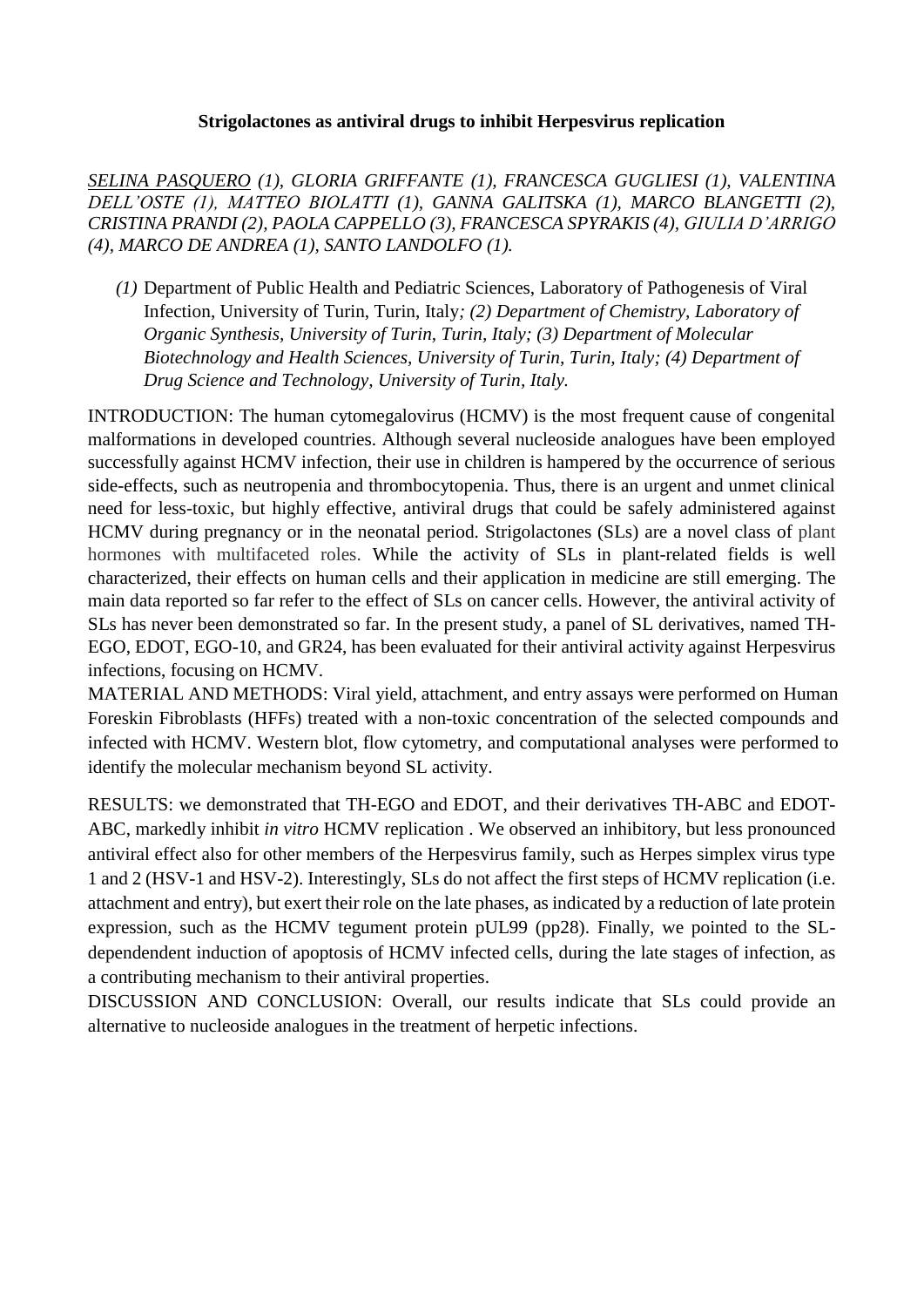**Strigolactones as antiviral drugs to inhibit Herpesvirus replication**

*SELINA PASQUERO (1), GLORIA GRIFFANTE (1), FRANCESCA GUGLIESI (1), VALENTINA DELL'OSTE (1), MATTEO BIOLATTI (1), GANNA GALITSKA (1), MARCO BLANGETTI (2), CRISTINA PRANDI (2), PAOLA CAPPELLO (3), FRANCESCA SPYRAKIS (4), GIULIA D'ARRIGO (4), MARCO DE ANDREA (1), SANTO LANDOLFO (1).*

*(1)* Department of Public Health and Pediatric Sciences, Laboratory of Pathogenesis of Viral Infection, University of Turin, Turin, Italy*; (2) Department of Chemistry, Laboratory of Organic Synthesis, University of Turin, Turin, Italy; (3) Department of Molecular Biotechnology and Health Sciences, University of Turin, Turin, Italy; (4) Department of Drug Science and Technology, University of Turin, Italy.*

INTRODUCTION: The human cytomegalovirus (HCMV) is the most frequent cause of congenital malformations in developed countries. Although several nucleoside analogues have been employed successfully against HCMV infection, their use in children is hampered by the occurrence of serious side-effects, such as neutropenia and thrombocytopenia. Thus, there is an urgent and unmet clinical need for less-toxic, but highly effective, antiviral drugs that could be safely administered against HCMV during pregnancy or in the neonatal period. Strigolactones (SLs) are a novel class of plant hormones with multifaceted roles. While the activity of SLs in plant-related fields is well characterized, their effects on human cells and their application in medicine are still emerging. The main data reported so far refer to the effect of SLs on cancer cells. However, the antiviral activity of SLs has never been demonstrated so far. In the present study, a panel of SL derivatives, named TH-EGO, EDOT, EGO-10, and GR24, has been evaluated for their antiviral activity against Herpesvirus infections, focusing on HCMV.

MATERIAL AND METHODS: Viral yield, attachment, and entry assays were performed on Human Foreskin Fibroblasts (HFFs) treated with a non-toxic concentration of the selected compounds and infected with HCMV. Western blot, flow cytometry, and computational analyses were performed to identify the molecular mechanism beyond SL activity.

RESULTS: we demonstrated that TH-EGO and EDOT, and their derivatives TH-ABC and EDOT-ABC, markedly inhibit *in vitro* HCMV replication . We observed an inhibitory, but less pronounced antiviral effect also for other members of the Herpesvirus family, such as Herpes simplex virus type 1 and 2 (HSV-1 and HSV-2). Interestingly, SLs do not affect the first steps of HCMV replication (i.e. attachment and entry), but exert their role on the late phases, as indicated by a reduction of late protein expression, such as the HCMV tegument protein pUL99 (pp28). Finally, we pointed to the SL-dependendent induction of apoptosis of HCMV infected cells, during the late stages of infection, as a contributing mechanism to their antiviral properties.

DISCUSSION AND CONCLUSION: Overall, our results indicate that SLs could provide an alternative to nucleoside analogues in the treatment of herpetic infections.